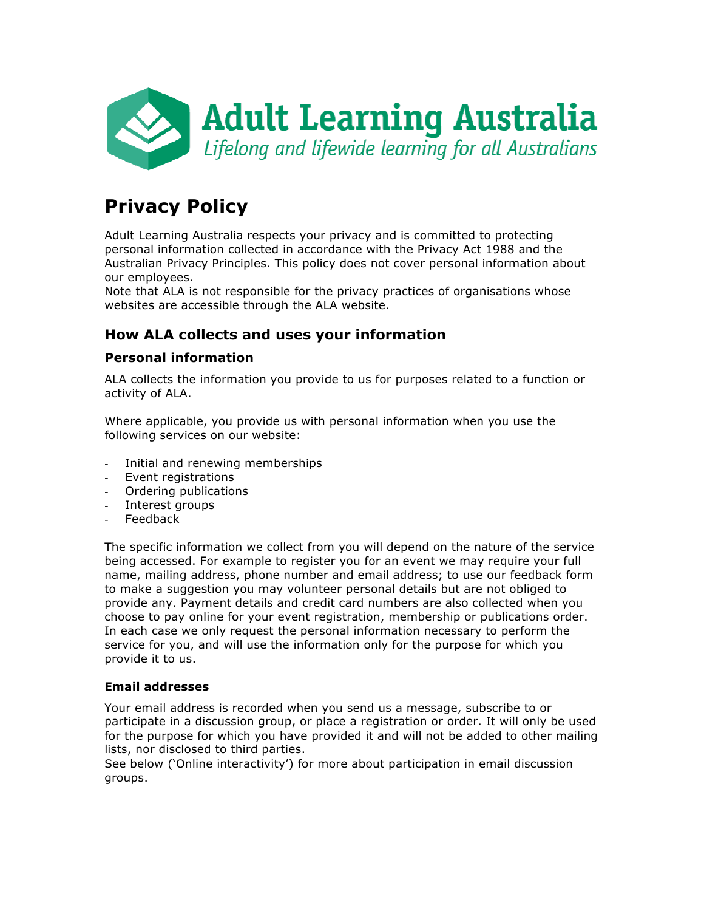# Adult Learning Australia

*Lifelong and lifewide learning for all Australians*

# Privacy Policy

Adult Learning Australia respects your privacy and is committed to protecting personal information collected in accordance with the Privacy Act 1988 and the Australian Privacy Principles. This policy does not cover personal information about our employees.

Note that ALA is not responsible for the privacy practices of organisations whose websites are accessible through the ALA website.

## How ALA collects and uses your information

### Personal information

ALA collects the information you provide to us for purposes related to a function or activity of ALA.

Where applicable, you provide us with personal information when you use the following services on our website:

- Initial and renewing memberships
- Event registrations
- Ordering publications
- Interest groups
- Feedback

The specific information we collect from you will depend on the nature of the service being accessed. For example to register you for an event we may require your full name, mailing address, phone number and email address; to use our feedback form to make a suggestion you may volunteer personal details but are not obliged to provide any. Payment details and credit card numbers are also collected when you choose to pay online for your event registration, membership or publications order. In each case we only request the personal information necessary to perform the service for you, and will use the information only for the purpose for which you provide it to us.

#### Email addresses

Your email address is recorded when you send us a message, subscribe to or participate in a discussion group, or place a registration or order. It will only be used for the purpose for which you have provided it and will not be added to other mailing lists, nor disclosed to third parties.

See below ('Online interactivity') for more about participation in email discussion groups.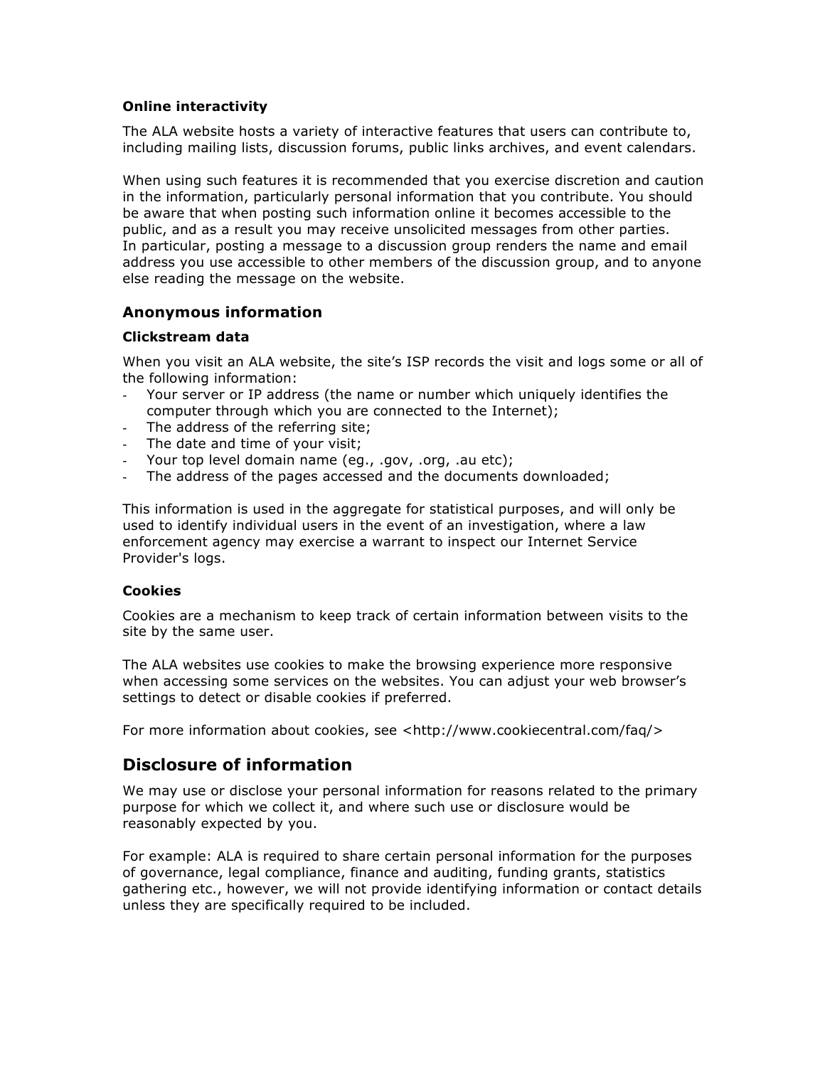#### Online interactivity

The ALA website hosts a variety of interactive features that users can contribute to, including mailing lists, discussion forums, public links archives, and event calendars.

When using such features it is recommended that you exercise discretion and caution in the information, particularly personal information that you contribute. You should be aware that when posting such information online it becomes accessible to the public, and as a result you may receive unsolicited messages from other parties. In particular, posting a message to a discussion group renders the name and email address you use accessible to other members of the discussion group, and to anyone else reading the message on the website.

### Anonymous information

#### Clickstream data

When you visit an ALA website, the site's ISP records the visit and logs some or all of the following information:

- Your server or IP address (the name or number which uniquely identifies the computer through which you are connected to the Internet);
- The address of the referring site;
- The date and time of your visit;
- Your top level domain name (eg., .gov, .org, .au etc);
- The address of the pages accessed and the documents downloaded;

This information is used in the aggregate for statistical purposes, and will only be used to identify individual users in the event of an investigation, where a law enforcement agency may exercise a warrant to inspect our Internet Service Provider's logs.

#### Cookies

Cookies are a mechanism to keep track of certain information between visits to the site by the same user.

The ALA websites use cookies to make the browsing experience more responsive when accessing some services on the websites. You can adjust your web browser's settings to detect or disable cookies if preferred.

For more information about cookies, see <http://www.cookiecentral.com/faq/>

## Disclosure of information

We may use or disclose your personal information for reasons related to the primary purpose for which we collect it, and where such use or disclosure would be reasonably expected by you.

For example: ALA is required to share certain personal information for the purposes of governance, legal compliance, finance and auditing, funding grants, statistics gathering etc., however, we will not provide identifying information or contact details unless they are specifically required to be included.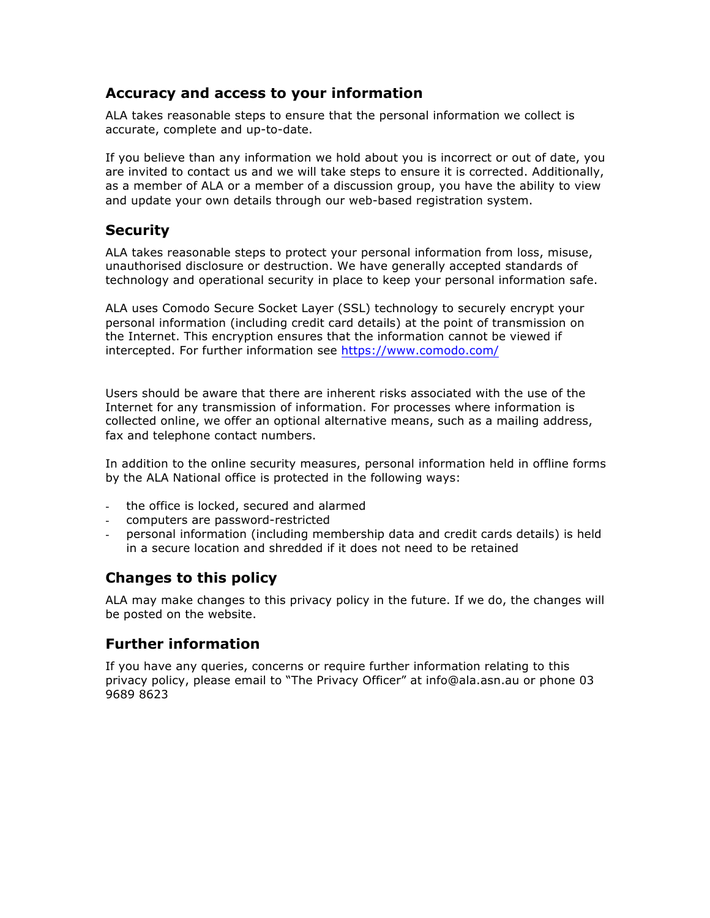## Accuracy and access to your information

ALA takes reasonable steps to ensure that the personal information we collect is accurate, complete and up-to-date.

If you believe than any information we hold about you is incorrect or out of date, you are invited to contact us and we will take steps to ensure it is corrected. Additionally, as a member of ALA or a member of a discussion group, you have the ability to view and update your own details through our web-based registration system.

## Security

ALA takes reasonable steps to protect your personal information from loss, misuse, unauthorised disclosure or destruction. We have generally accepted standards of technology and operational security in place to keep your personal information safe.

ALA uses Comodo Secure Socket Layer (SSL) technology to securely encrypt your personal information (including credit card details) at the point of transmission on the Internet. This encryption ensures that the information cannot be viewed if intercepted. For further information see [https://www.comodo.com/](https://www.comodo.com/)

Users should be aware that there are inherent risks associated with the use of the Internet for any transmission of information. For processes where information is collected online, we offer an optional alternative means, such as a mailing address, fax and telephone contact numbers.

In addition to the online security measures, personal information held in offline forms by the ALA National office is protected in the following ways:

- the office is locked, secured and alarmed
- computers are password-restricted
- personal information (including membership data and credit cards details) is held in a secure location and shredded if it does not need to be retained

## Changes to this policy

ALA may make changes to this privacy policy in the future. If we do, the changes will be posted on the website.

## Further information

If you have any queries, concerns or require further information relating to this privacy policy, please email to "The Privacy Officer" at info@ala.asn.au or phone 03 9689 8623